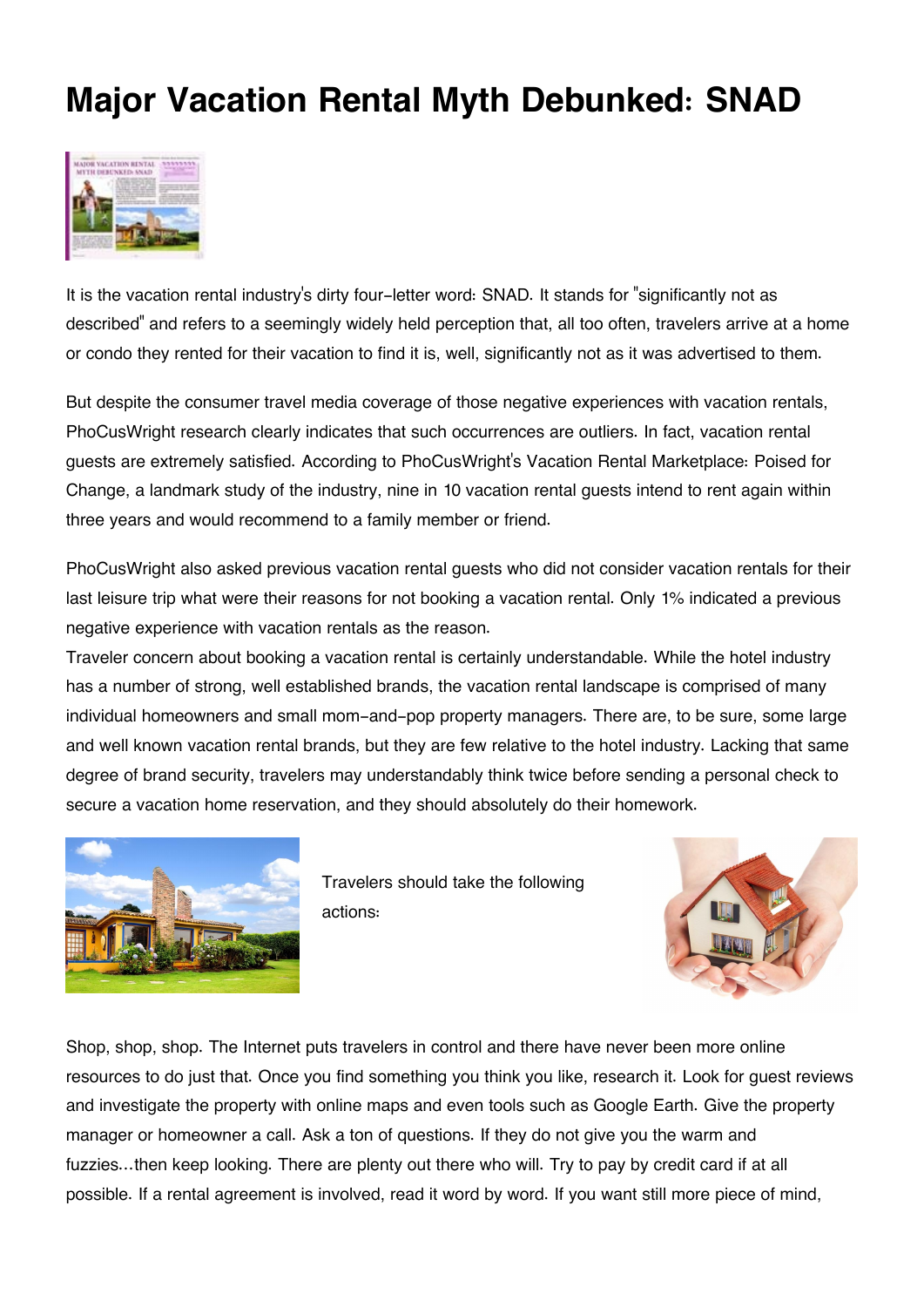# Major Vacation Rental Myth Debunked: SNAD

It is the vacation rental industry's dirty four-letter word: SNAD. It stands for "significantly not as described" and refers to a seemingly widely held perception that, all too often, travelers arrive at a home or condo they rented for their vacation to find it is, well, significantly not as it was advertised to them.

But despite the consumer travel media coverage of those negative experiences with vacation rentals, PhoCusWright research clearly indicates that such occurrences are outliers. In fact, vacation rental guests are extremely satisfied. According to PhoCusWright's Vacation Rental Marketplace: Poised for Change, a landmark study of the industry, nine in 10 vacation rental guests intend to rent again within three years and would recommend to a family member or friend.

PhoCusWright also asked previous vacation rental guests who did not consider vacation rentals for their last leisure trip what were their reasons for not booking a vacation rental. Only 1% indicated a previous negative experience with vacation rentals as the reason.

Traveler concern about booking a vacation rental is certainly understandable. While the hotel industry has a number of strong, well established brands, the vacation rental landscape is comprised of many individual homeowners and small mom-and-pop property managers. There are, to be sure, some large and well known vacation rental brands, but they are few relative to the hotel industry. Lacking that same degree of brand security, travelers may understandably think twice before sending a personal check to secure a vacation home reservation, and they should absolutely do their homework.

Travelers should take the following actions:

Shop, shop, shop. The Internet puts travelers in control and there have never been more online resources to do just that. Once you find something you think you like, research it. Look for guest reviews and investigate the property with online maps and even tools such as Google Earth. Give the property manager or homeowner a call. Ask a ton of questions. If they do not give you the warm and fuzzies...then keep looking. There are plenty out there who will. Try to pay by credit card if at all possible. If a rental agreement is involved, read it word by word. If you want still more piece of mind,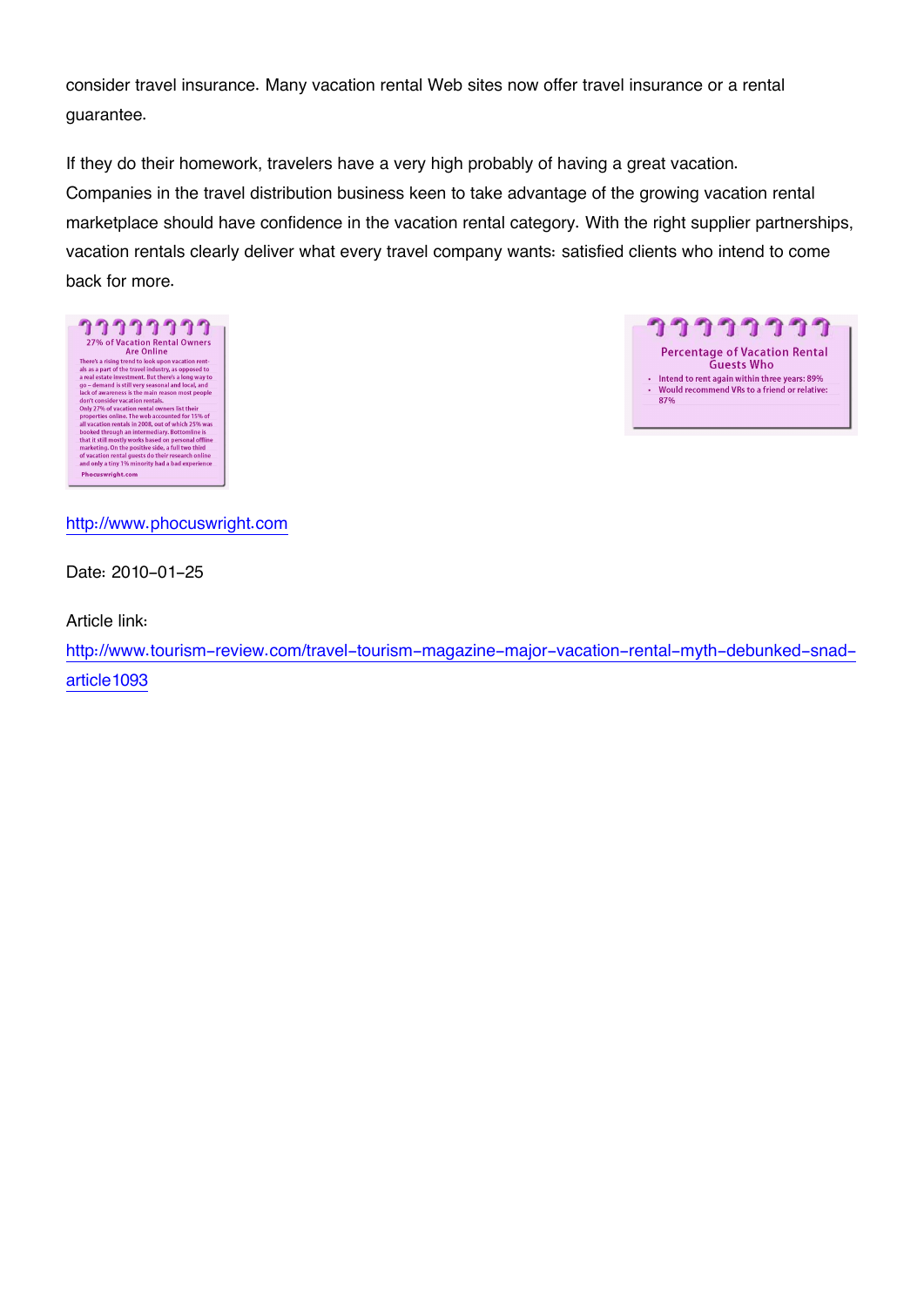consider travel insurance. Many vacation rental Web sites now offer travel insurance or a rental guarantee.

If they do their homework, travelers have a very high probably of having a great vacation. Companies in the travel distribution business keen to take advantage of the growing vacation rental marketplace should have confidence in the vacation rental category. With the right supplier partnerships, vacation rentals clearly deliver what every travel company wants: satisfied clients who intend to come back for more.

**27% of Vacation Rental Owners Are Online**

There's a rising trend to look upon vacation rentals as a part of the travel industry, as opposed to a real estate investment. But there's a long way to go – demand is still very seasonal and local, and lack of awareness is the main reason most people don't consider vacation rentals.

Only 27% of vacation rental owners list their properties online. The web accounted for 15% of all vacation rentals in 2008, out of which 25% was booked through an intermediary. Bottomline is that it still mostly works based on personal offline marketing. On the positive side, a full two third of vacation rental guests do their research online and only a tiny 1% minority had a bad experience

Phocuswright.com

**Percentage of Vacation Rental Guests Who**

- Intend to rent again within three years: 89%
- Would recommend VRs to a friend or relative: 87%

http://www.phocuswright.com

Date: 2010-01-25

Article link:
http://www.tourism-review.com/travel-tourism-magazine-major-vacation-rental-myth-debunked-snad-article1093